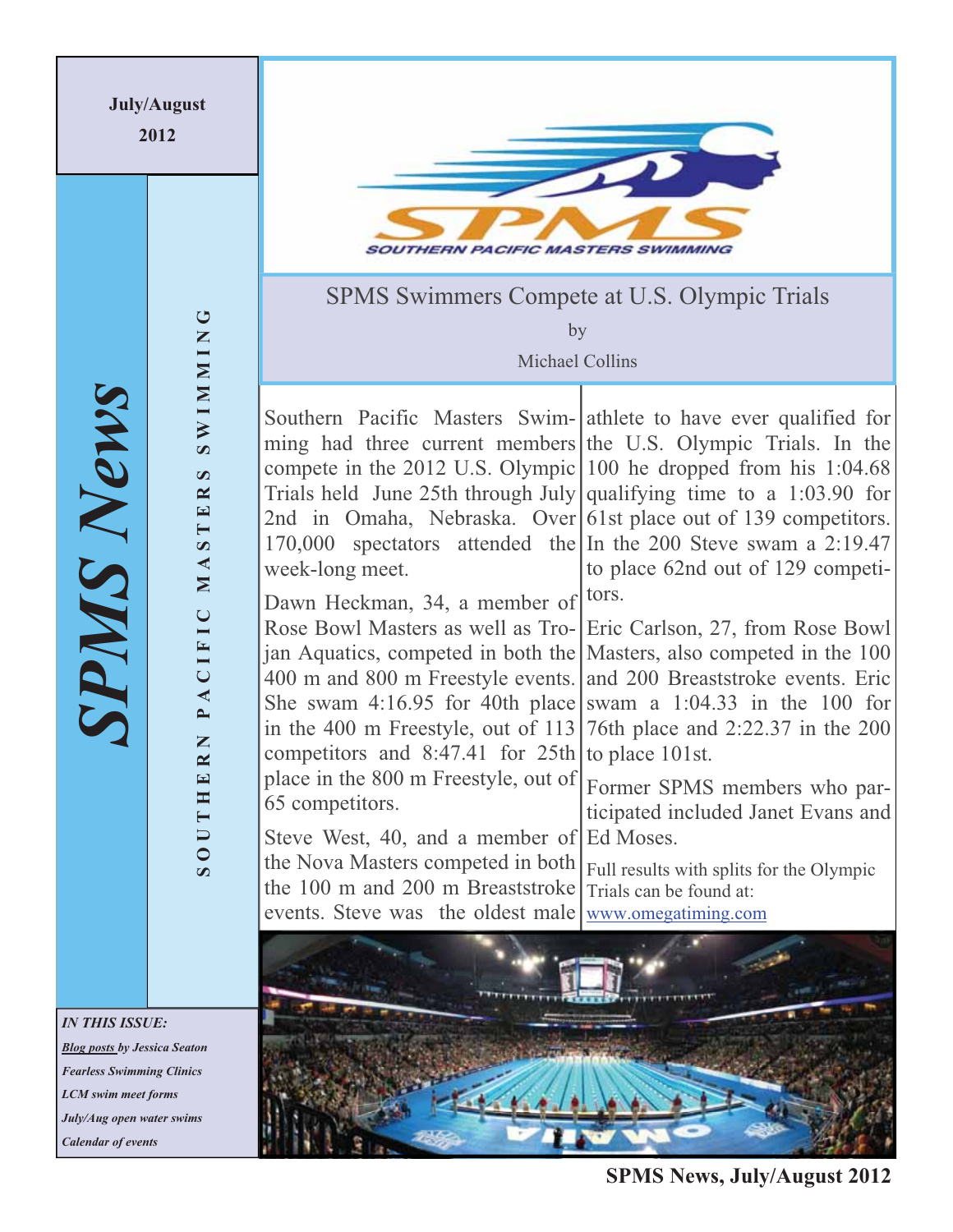July/August 2012

# SPMS News

SOUTHERN PACIFIC MASTERS SWIMMING

SOUTHERN PACIFIC MASTERS SWIMMING

## SPMS Swimmers Compete at U.S. Olympic Trials

by

Michael Collins

Southern Pacific Masters Swimming had three current members compete in the 2012 U.S. Olympic Trials held June 25th through July 2nd in Omaha, Nebraska. Over 170,000 spectators attended the week-long meet.

Dawn Heckman, 34, a member of Rose Bowl Masters as well as Trojan Aquatics, competed in both the 400 m and 800 m Freestyle events. She swam 4:16.95 for 40th place in the 400 m Freestyle, out of 113 competitors and 8:47.41 for 25th place in the 800 m Freestyle, out of 65 competitors.

Steve West, 40, and a member of the Nova Masters competed in both the 100 m and 200 m Breaststroke events. Steve was the oldest male athlete to have ever qualified for the U.S. Olympic Trials. In the 100 he dropped from his 1:04.68 qualifying time to a 1:03.90 for 61st place out of 139 competitors. In the 200 Steve swam a 2:19.47 to place 62nd out of 129 competitors.

Eric Carlson, 27, from Rose Bowl Masters, also competed in the 100 and 200 Breaststroke events. Eric swam a 1:04.33 in the 100 for 76th place and 2:22.37 in the 200 to place 101st.

Former SPMS members who participated included Janet Evans and Ed Moses.

Full results with splits for the Olympic Trials can be found at: www.omegatiming.com

*IN THIS ISSUE:*

- *Blog posts by Jessica Seaton*
- *Fearless Swimming Clinics*
- *LCM swim meet forms*
- *July/Aug open water swims*
- *Calendar of events*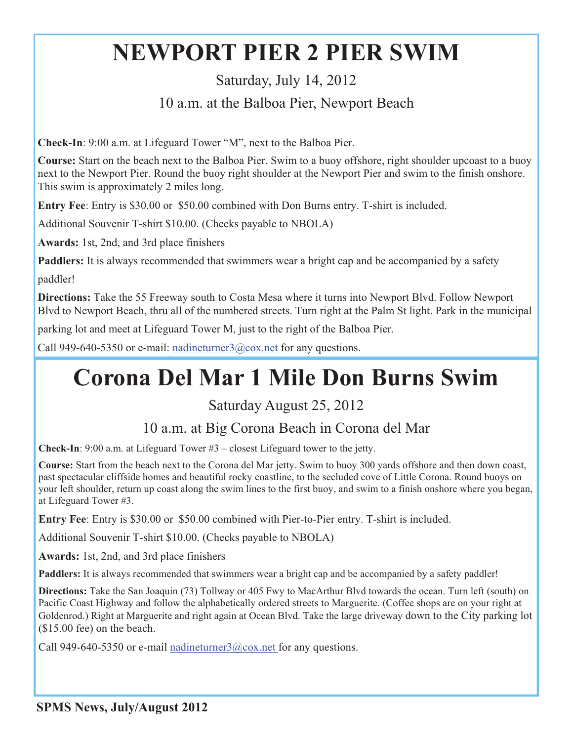# NEWPORT PIER 2 PIER SWIM

Saturday, July 14, 2012

10 a.m. at the Balboa Pier, Newport Beach

**Check-In**: 9:00 a.m. at Lifeguard Tower "M", next to the Balboa Pier.

**Course:** Start on the beach next to the Balboa Pier. Swim to a buoy offshore, right shoulder upcoast to a buoy next to the Newport Pier. Round the buoy right shoulder at the Newport Pier and swim to the finish onshore. This swim is approximately 2 miles long.

**Entry Fee**: Entry is $30.00 or $50.00 combined with Don Burns entry. T-shirt is included.

Additional Souvenir T-shirt $10.00. (Checks payable to NBOLA)

**Awards:** 1st, 2nd, and 3rd place finishers

**Paddlers:** It is always recommended that swimmers wear a bright cap and be accompanied by a safety paddler!

**Directions:** Take the 55 Freeway south to Costa Mesa where it turns into Newport Blvd. Follow Newport Blvd to Newport Beach, thru all of the numbered streets. Turn right at the Palm St light. Park in the municipal parking lot and meet at Lifeguard Tower M, just to the right of the Balboa Pier.

Call 949-640-5350 or e-mail: nadineturner3@cox.net for any questions.

# Corona Del Mar 1 Mile Don Burns Swim

Saturday August 25, 2012

10 a.m. at Big Corona Beach in Corona del Mar

**Check-In**: 9:00 a.m. at Lifeguard Tower #3 – closest Lifeguard tower to the jetty.

**Course:** Start from the beach next to the Corona del Mar jetty. Swim to buoy 300 yards offshore and then down coast, past spectacular cliffside homes and beautiful rocky coastline, to the secluded cove of Little Corona. Round buoys on your left shoulder, return up coast along the swim lines to the first buoy, and swim to a finish onshore where you began, at Lifeguard Tower #3.

**Entry Fee**: Entry is $30.00 or $50.00 combined with Pier-to-Pier entry. T-shirt is included.

Additional Souvenir T-shirt $10.00. (Checks payable to NBOLA)

**Awards:** 1st, 2nd, and 3rd place finishers

**Paddlers:** It is always recommended that swimmers wear a bright cap and be accompanied by a safety paddler!

**Directions:** Take the San Joaquin (73) Tollway or 405 Fwy to MacArthur Blvd towards the ocean. Turn left (south) on Pacific Coast Highway and follow the alphabetically ordered streets to Marguerite. (Coffee shops are on your right at Goldenrod.) Right at Marguerite and right again at Ocean Blvd. Take the large driveway down to the City parking lot ($15.00 fee) on the beach.

Call 949-640-5350 or e-mail nadineturner3@cox.net for any questions.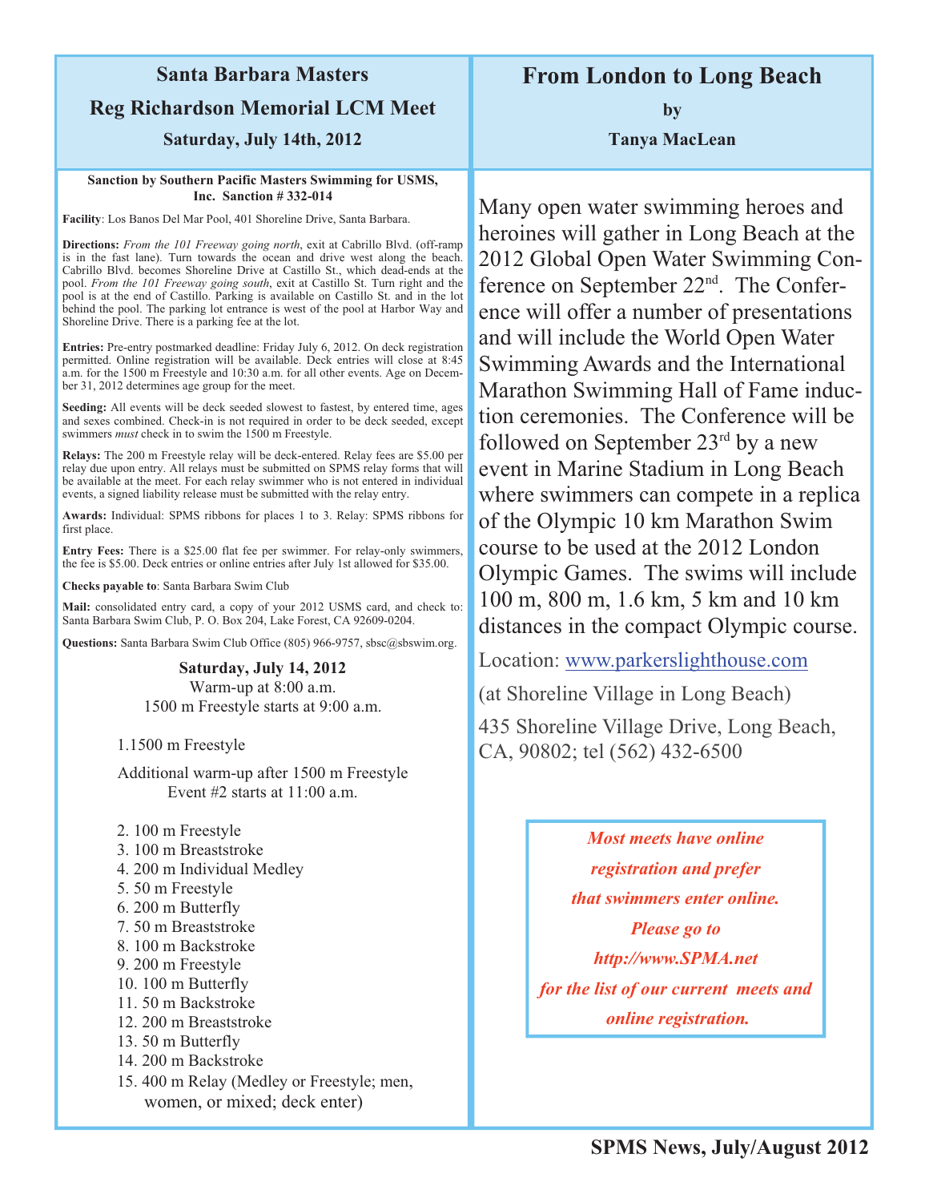## Santa Barbara Masters

## Reg Richardson Memorial LCM Meet

### Saturday, July 14th, 2012

**Sanction by Southern Pacific Masters Swimming for USMS, Inc. Sanction # 332-014**

**Facility**: Los Banos Del Mar Pool, 401 Shoreline Drive, Santa Barbara.

**Directions:** *From the 101 Freeway going north*, exit at Cabrillo Blvd. (off-ramp is in the fast lane). Turn towards the ocean and drive west along the beach. Cabrillo Blvd. becomes Shoreline Drive at Castillo St., which dead-ends at the pool. *From the 101 Freeway going south*, exit at Castillo St. Turn right and the pool is at the end of Castillo. Parking is available on Castillo St. and in the lot behind the pool. The parking lot entrance is west of the pool at Harbor Way and Shoreline Drive. There is a parking fee at the lot.

**Entries:** Pre-entry postmarked deadline: Friday July 6, 2012. On deck registration permitted. Online registration will be available. Deck entries will close at 8:45 a.m. for the 1500 m Freestyle and 10:30 a.m. for all other events. Age on December 31, 2012 determines age group for the meet.

**Seeding:** All events will be deck seeded slowest to fastest, by entered time, ages and sexes combined. Check-in is not required in order to be deck seeded, except swimmers *must* check in to swim the 1500 m Freestyle.

**Relays:** The 200 m Freestyle relay will be deck-entered. Relay fees are $5.00 per relay due upon entry. All relays must be submitted on SPMS relay forms that will be available at the meet. For each relay swimmer who is not entered in individual events, a signed liability release must be submitted with the relay entry.

**Awards:** Individual: SPMS ribbons for places 1 to 3. Relay: SPMS ribbons for first place.

**Entry Fees:** There is a $25.00 flat fee per swimmer. For relay-only swimmers, the fee is $5.00. Deck entries or online entries after July 1st allowed for $35.00.

**Checks payable to**: Santa Barbara Swim Club

**Mail:** consolidated entry card, a copy of your 2012 USMS card, and check to: Santa Barbara Swim Club, P. O. Box 204, Lake Forest, CA 92609-0204.

**Questions:** Santa Barbara Swim Club Office (805) 966-9757, sbsc@sbswim.org.

**Saturday, July 14, 2012**
Warm-up at 8:00 a.m.
1500 m Freestyle starts at 9:00 a.m.

1. 1500 m Freestyle

Additional warm-up after 1500 m Freestyle
Event #2 starts at 11:00 a.m.

2. 100 m Freestyle
3. 100 m Breaststroke
4. 200 m Individual Medley
5. 50 m Freestyle
6. 200 m Butterfly
7. 50 m Breaststroke
8. 100 m Backstroke
9. 200 m Freestyle
10. 100 m Butterfly
11. 50 m Backstroke
12. 200 m Breaststroke
13. 50 m Butterfly
14. 200 m Backstroke
15. 400 m Relay (Medley or Freestyle; men, women, or mixed; deck enter)

## From London to Long Beach

**by**

**Tanya MacLean**

Many open water swimming heroes and heroines will gather in Long Beach at the 2012 Global Open Water Swimming Conference on September 22nd. The Conference will offer a number of presentations and will include the World Open Water Swimming Awards and the International Marathon Swimming Hall of Fame induction ceremonies. The Conference will be followed on September 23rd by a new event in Marine Stadium in Long Beach where swimmers can compete in a replica of the Olympic 10 km Marathon Swim course to be used at the 2012 London Olympic Games. The swims will include 100 m, 800 m, 1.6 km, 5 km and 10 km distances in the compact Olympic course.

Location: www.parkerslighthouse.com

(at Shoreline Village in Long Beach)

435 Shoreline Village Drive, Long Beach, CA, 90802; tel (562) 432-6500

***Most meets have online registration and prefer that swimmers enter online. Please go to http://www.SPMA.net for the list of our current meets and online registration.***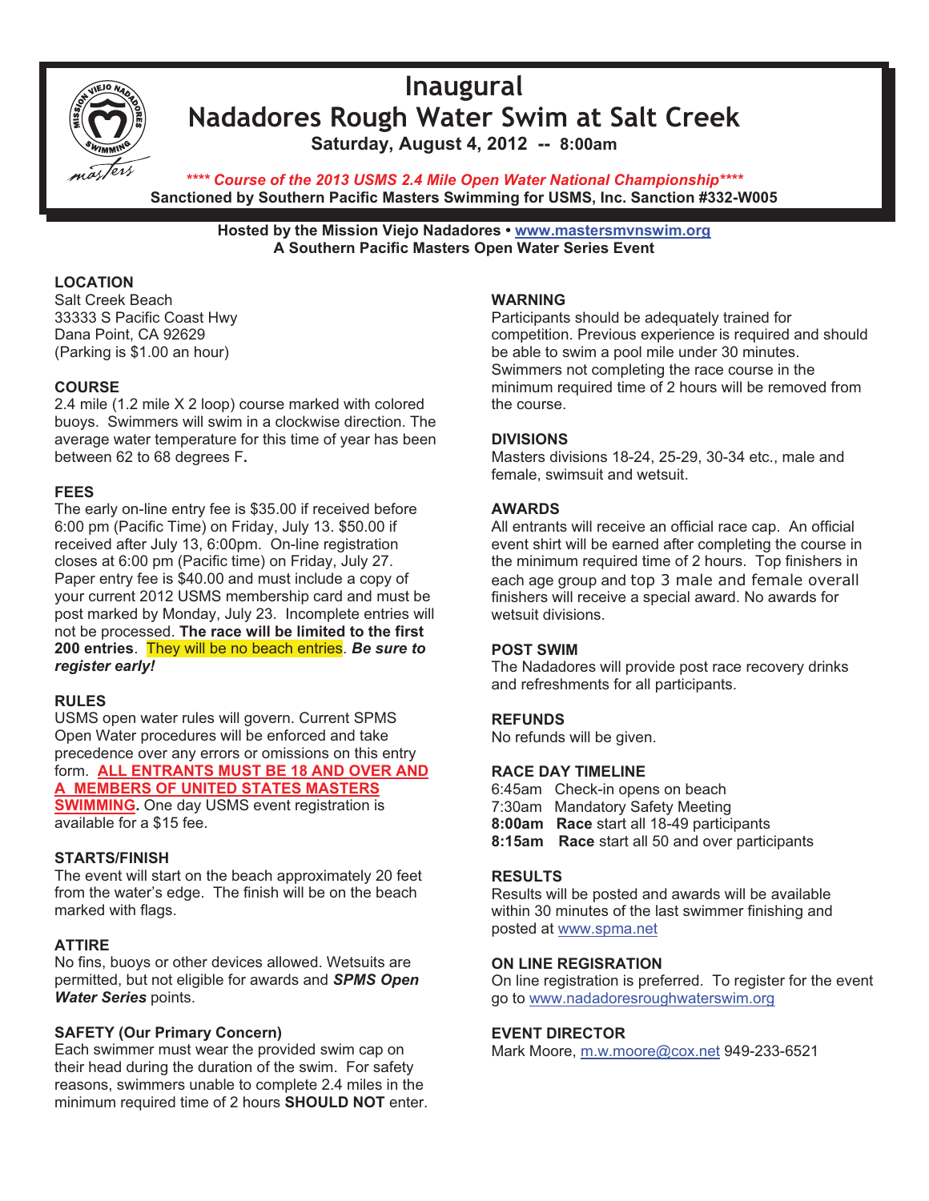# Inaugural
# Nadadores Rough Water Swim at Salt Creek

**Saturday, August 4, 2012 -- 8:00am**

***\*\*\*\* Course of the 2013 USMS 2.4 Mile Open Water National Championship\*\*\*\****

**Sanctioned by Southern Pacific Masters Swimming for USMS, Inc. Sanction #332-W005**

**Hosted by the Mission Viejo Nadadores • www.mastersmvnswim.org**
**A Southern Pacific Masters Open Water Series Event**

### LOCATION

Salt Creek Beach
33333 S Pacific Coast Hwy
Dana Point, CA 92629
(Parking is $1.00 an hour)

### COURSE

2.4 mile (1.2 mile X 2 loop) course marked with colored buoys. Swimmers will swim in a clockwise direction. The average water temperature for this time of year has been between 62 to 68 degrees F**.**

### FEES

The early on-line entry fee is $35.00 if received before 6:00 pm (Pacific Time) on Friday, July 13. $50.00 if received after July 13, 6:00pm. On-line registration closes at 6:00 pm (Pacific time) on Friday, July 27. Paper entry fee is $40.00 and must include a copy of your current 2012 USMS membership card and must be post marked by Monday, July 23. Incomplete entries will not be processed. **The race will be limited to the first 200 entries**. They will be no beach entries. ***Be sure to register early!***

### RULES

USMS open water rules will govern. Current SPMS Open Water procedures will be enforced and take precedence over any errors or omissions on this entry form. **ALL ENTRANTS MUST BE 18 AND OVER AND A MEMBERS OF UNITED STATES MASTERS SWIMMING.** One day USMS event registration is available for a $15 fee.

### STARTS/FINISH

The event will start on the beach approximately 20 feet from the water's edge. The finish will be on the beach marked with flags.

### ATTIRE

No fins, buoys or other devices allowed. Wetsuits are permitted, but not eligible for awards and ***SPMS Open Water Series*** points.

### SAFETY (Our Primary Concern)

Each swimmer must wear the provided swim cap on their head during the duration of the swim. For safety reasons, swimmers unable to complete 2.4 miles in the minimum required time of 2 hours **SHOULD NOT** enter.

### WARNING

Participants should be adequately trained for competition. Previous experience is required and should be able to swim a pool mile under 30 minutes. Swimmers not completing the race course in the minimum required time of 2 hours will be removed from the course.

### DIVISIONS

Masters divisions 18-24, 25-29, 30-34 etc., male and female, swimsuit and wetsuit.

### AWARDS

All entrants will receive an official race cap. An official event shirt will be earned after completing the course in the minimum required time of 2 hours. Top finishers in each age group and top 3 male and female overall finishers will receive a special award. No awards for wetsuit divisions.

### POST SWIM

The Nadadores will provide post race recovery drinks and refreshments for all participants.

### REFUNDS

No refunds will be given.

### RACE DAY TIMELINE

6:45am Check-in opens on beach
7:30am Mandatory Safety Meeting
**8:00am Race** start all 18-49 participants
**8:15am Race** start all 50 and over participants

### RESULTS

Results will be posted and awards will be available within 30 minutes of the last swimmer finishing and posted at www.spma.net

### ON LINE REGISRATION

On line registration is preferred. To register for the event go to www.nadadoresroughwaterswim.org

### EVENT DIRECTOR

Mark Moore, m.w.moore@cox.net 949-233-6521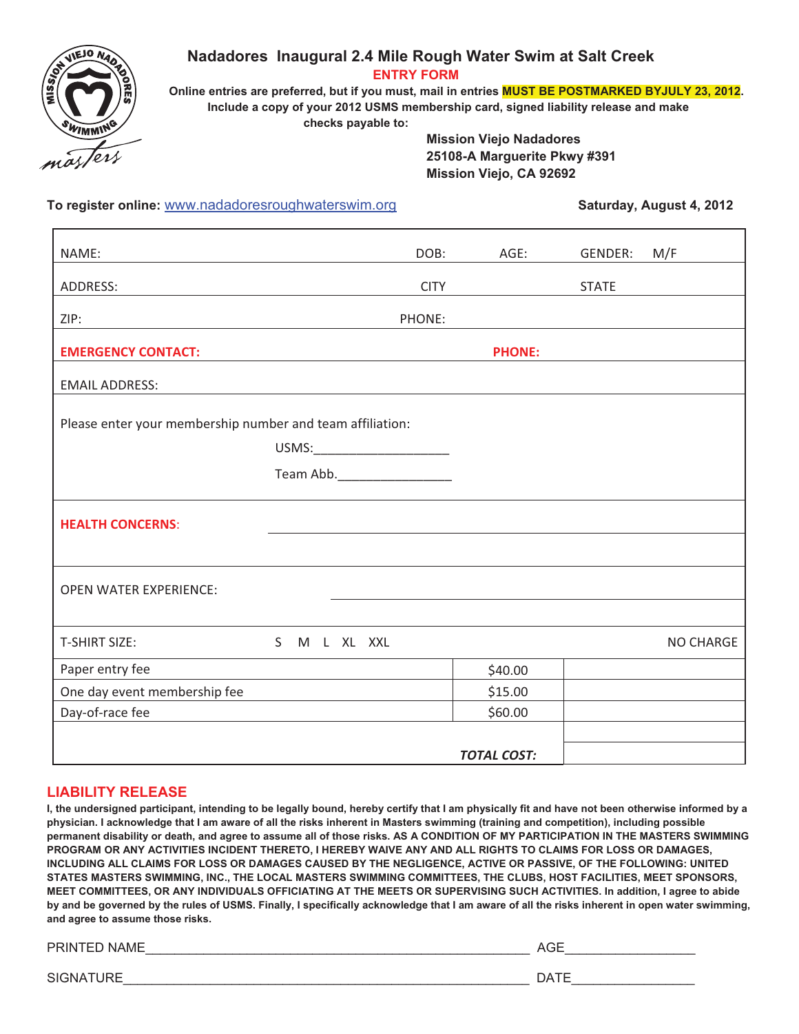# Nadadores Inaugural 2.4 Mile Rough Water Swim at Salt Creek

## ENTRY FORM

**Online entries are preferred, but if you must, mail in entries MUST BE POSTMARKED BYJULY 23, 2012. Include a copy of your 2012 USMS membership card, signed liability release and make checks payable to:**

**Mission Viejo Nadadores**
**25108-A Marguerite Pkwy #391**
**Mission Viejo, CA 92692**

**To register online:** www.nadadoresroughwaterswim.org

**Saturday, August 4, 2012**

NAME: DOB: AGE: GENDER: M/F

ADDRESS: CITY STATE

ZIP: PHONE:

**EMERGENCY CONTACT:** **PHONE:**

EMAIL ADDRESS:

Please enter your membership number and team affiliation:

USMS:___________________

Team Abb.________________

**HEALTH CONCERNS**:

OPEN WATER EXPERIENCE:

T-SHIRT SIZE: S M L XL XXL NO CHARGE

| | | |
|---|---|---|
| Paper entry fee | $40.00 | |
| One day event membership fee | $15.00 | |
| Day-of-race fee | $60.00 | |
| | ***TOTAL COST:*** | |

## LIABILITY RELEASE

**I, the undersigned participant, intending to be legally bound, hereby certify that I am physically fit and have not been otherwise informed by a physician. I acknowledge that I am aware of all the risks inherent in Masters swimming (training and competition), including possible permanent disability or death, and agree to assume all of those risks. AS A CONDITION OF MY PARTICIPATION IN THE MASTERS SWIMMING PROGRAM OR ANY ACTIVITIES INCIDENT THERETO, I HEREBY WAIVE ANY AND ALL RIGHTS TO CLAIMS FOR LOSS OR DAMAGES, INCLUDING ALL CLAIMS FOR LOSS OR DAMAGES CAUSED BY THE NEGLIGENCE, ACTIVE OR PASSIVE, OF THE FOLLOWING: UNITED STATES MASTERS SWIMMING, INC., THE LOCAL MASTERS SWIMMING COMMITTEES, THE CLUBS, HOST FACILITIES, MEET SPONSORS, MEET COMMITTEES, OR ANY INDIVIDUALS OFFICIATING AT THE MEETS OR SUPERVISING SUCH ACTIVITIES. In addition, I agree to abide by and be governed by the rules of USMS. Finally, I specifically acknowledge that I am aware of all the risks inherent in open water swimming, and agree to assume those risks.**

PRINTED NAME_____________________________________________________ AGE_________________

SIGNATURE_______________________________________________________ DATE________________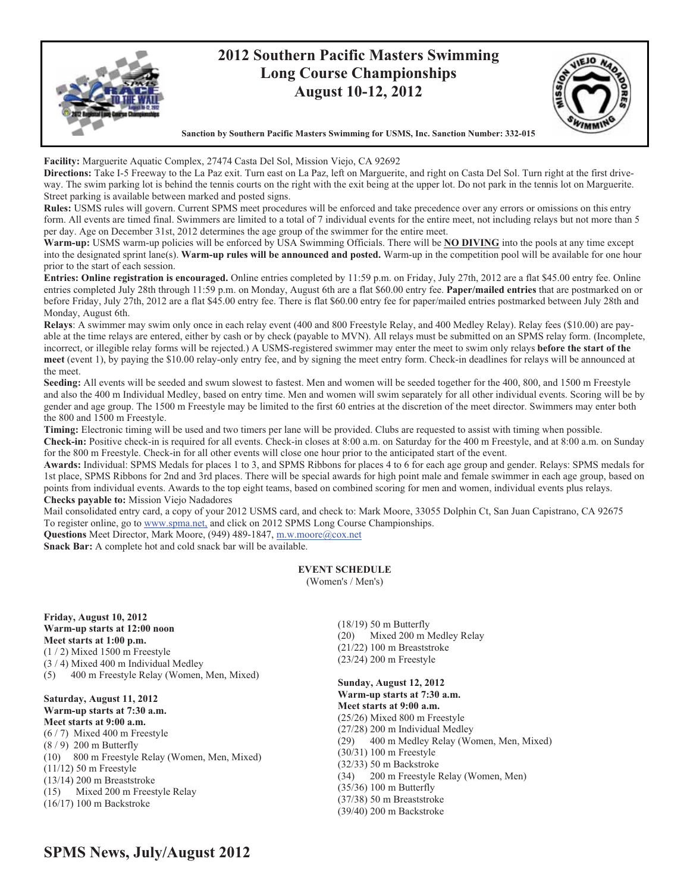# 2012 Southern Pacific Masters Swimming Long Course Championships August 10-12, 2012

**Sanction by Southern Pacific Masters Swimming for USMS, Inc. Sanction Number: 332-015**

**Facility:** Marguerite Aquatic Complex, 27474 Casta Del Sol, Mission Viejo, CA 92692

**Directions:** Take I-5 Freeway to the La Paz exit. Turn east on La Paz, left on Marguerite, and right on Casta Del Sol. Turn right at the first driveway. The swim parking lot is behind the tennis courts on the right with the exit being at the upper lot. Do not park in the tennis lot on Marguerite. Street parking is available between marked and posted signs.

**Rules:** USMS rules will govern. Current SPMS meet procedures will be enforced and take precedence over any errors or omissions on this entry form. All events are timed final. Swimmers are limited to a total of 7 individual events for the entire meet, not including relays but not more than 5 per day. Age on December 31st, 2012 determines the age group of the swimmer for the entire meet.

**Warm-up:** USMS warm-up policies will be enforced by USA Swimming Officials. There will be **NO DIVING** into the pools at any time except into the designated sprint lane(s). **Warm-up rules will be announced and posted.** Warm-up in the competition pool will be available for one hour prior to the start of each session.

**Entries: Online registration is encouraged.** Online entries completed by 11:59 p.m. on Friday, July 27th, 2012 are a flat $45.00 entry fee. Online entries completed July 28th through 11:59 p.m. on Monday, August 6th are a flat $60.00 entry fee. **Paper/mailed entries** that are postmarked on or before Friday, July 27th, 2012 are a flat $45.00 entry fee. There is flat $60.00 entry fee for paper/mailed entries postmarked between July 28th and Monday, August 6th.

**Relays**: A swimmer may swim only once in each relay event (400 and 800 Freestyle Relay, and 400 Medley Relay). Relay fees ($10.00) are payable at the time relays are entered, either by cash or by check (payable to MVN). All relays must be submitted on an SPMS relay form. (Incomplete, incorrect, or illegible relay forms will be rejected.) A USMS-registered swimmer may enter the meet to swim only relays **before the start of the meet** (event 1), by paying the $10.00 relay-only entry fee, and by signing the meet entry form. Check-in deadlines for relays will be announced at the meet.

**Seeding:** All events will be seeded and swum slowest to fastest. Men and women will be seeded together for the 400, 800, and 1500 m Freestyle and also the 400 m Individual Medley, based on entry time. Men and women will swim separately for all other individual events. Scoring will be by gender and age group. The 1500 m Freestyle may be limited to the first 60 entries at the discretion of the meet director. Swimmers may enter both the 800 and 1500 m Freestyle.

**Timing:** Electronic timing will be used and two timers per lane will be provided. Clubs are requested to assist with timing when possible.

**Check-in:** Positive check-in is required for all events. Check-in closes at 8:00 a.m. on Saturday for the 400 m Freestyle, and at 8:00 a.m. on Sunday for the 800 m Freestyle. Check-in for all other events will close one hour prior to the anticipated start of the event.

**Awards:** Individual: SPMS Medals for places 1 to 3, and SPMS Ribbons for places 4 to 6 for each age group and gender. Relays: SPMS medals for 1st place, SPMS Ribbons for 2nd and 3rd places. There will be special awards for high point male and female swimmer in each age group, based on points from individual events. Awards to the top eight teams, based on combined scoring for men and women, individual events plus relays.

**Checks payable to:** Mission Viejo Nadadores

Mail consolidated entry card, a copy of your 2012 USMS card, and check to: Mark Moore, 33055 Dolphin Ct, San Juan Capistrano, CA 92675

To register online, go to www.spma.net, and click on 2012 SPMS Long Course Championships.

**Questions** Meet Director, Mark Moore, (949) 489-1847, m.w.moore@cox.net

**Snack Bar:** A complete hot and cold snack bar will be available.

## EVENT SCHEDULE

(Women's / Men's)

**Friday, August 10, 2012**
**Warm-up starts at 12:00 noon**
**Meet starts at 1:00 p.m.**

(1 / 2) Mixed 1500 m Freestyle
(3 / 4) Mixed 400 m Individual Medley
(5) 400 m Freestyle Relay (Women, Men, Mixed)

**Saturday, August 11, 2012**
**Warm-up starts at 7:30 a.m.**
**Meet starts at 9:00 a.m.**

(6 / 7) Mixed 400 m Freestyle
(8 / 9) 200 m Butterfly
(10) 800 m Freestyle Relay (Women, Men, Mixed)
(11/12) 50 m Freestyle
(13/14) 200 m Breaststroke
(15) Mixed 200 m Freestyle Relay
(16/17) 100 m Backstroke
(18/19) 50 m Butterfly
(20) Mixed 200 m Medley Relay
(21/22) 100 m Breaststroke
(23/24) 200 m Freestyle

**Sunday, August 12, 2012**
**Warm-up starts at 7:30 a.m.**
**Meet starts at 9:00 a.m.**

(25/26) Mixed 800 m Freestyle
(27/28) 200 m Individual Medley
(29) 400 m Medley Relay (Women, Men, Mixed)
(30/31) 100 m Freestyle
(32/33) 50 m Backstroke
(34) 200 m Freestyle Relay (Women, Men)
(35/36) 100 m Butterfly
(37/38) 50 m Breaststroke
(39/40) 200 m Backstroke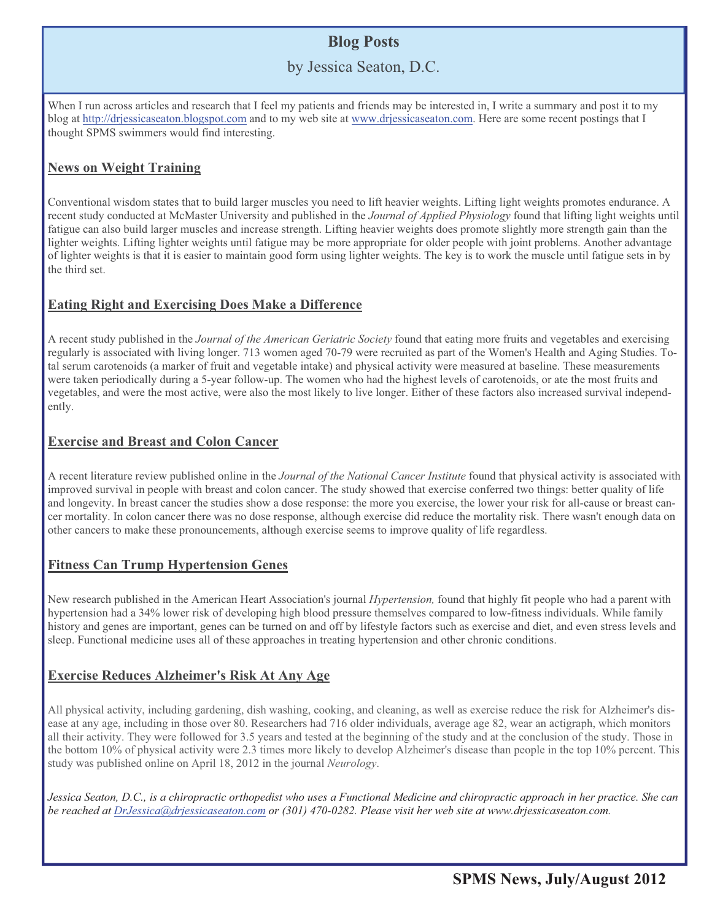# Blog Posts

by Jessica Seaton, D.C.

When I run across articles and research that I feel my patients and friends may be interested in, I write a summary and post it to my blog at http://drjessicaseaton.blogspot.com and to my web site at www.drjessicaseaton.com. Here are some recent postings that I thought SPMS swimmers would find interesting.

## News on Weight Training

Conventional wisdom states that to build larger muscles you need to lift heavier weights. Lifting light weights promotes endurance. A recent study conducted at McMaster University and published in the *Journal of Applied Physiology* found that lifting light weights until fatigue can also build larger muscles and increase strength. Lifting heavier weights does promote slightly more strength gain than the lighter weights. Lifting lighter weights until fatigue may be more appropriate for older people with joint problems. Another advantage of lighter weights is that it is easier to maintain good form using lighter weights. The key is to work the muscle until fatigue sets in by the third set.

## Eating Right and Exercising Does Make a Difference

A recent study published in the *Journal of the American Geriatric Society* found that eating more fruits and vegetables and exercising regularly is associated with living longer. 713 women aged 70-79 were recruited as part of the Women's Health and Aging Studies. Total serum carotenoids (a marker of fruit and vegetable intake) and physical activity were measured at baseline. These measurements were taken periodically during a 5-year follow-up. The women who had the highest levels of carotenoids, or ate the most fruits and vegetables, and were the most active, were also the most likely to live longer. Either of these factors also increased survival independently.

## Exercise and Breast and Colon Cancer

A recent literature review published online in the *Journal of the National Cancer Institute* found that physical activity is associated with improved survival in people with breast and colon cancer. The study showed that exercise conferred two things: better quality of life and longevity. In breast cancer the studies show a dose response: the more you exercise, the lower your risk for all-cause or breast cancer mortality. In colon cancer there was no dose response, although exercise did reduce the mortality risk. There wasn't enough data on other cancers to make these pronouncements, although exercise seems to improve quality of life regardless.

## Fitness Can Trump Hypertension Genes

New research published in the American Heart Association's journal *Hypertension,* found that highly fit people who had a parent with hypertension had a 34% lower risk of developing high blood pressure themselves compared to low-fitness individuals. While family history and genes are important, genes can be turned on and off by lifestyle factors such as exercise and diet, and even stress levels and sleep. Functional medicine uses all of these approaches in treating hypertension and other chronic conditions.

## Exercise Reduces Alzheimer's Risk At Any Age

All physical activity, including gardening, dish washing, cooking, and cleaning, as well as exercise reduce the risk for Alzheimer's disease at any age, including in those over 80. Researchers had 716 older individuals, average age 82, wear an actigraph, which monitors all their activity. They were followed for 3.5 years and tested at the beginning of the study and at the conclusion of the study. Those in the bottom 10% of physical activity were 2.3 times more likely to develop Alzheimer's disease than people in the top 10% percent. This study was published online on April 18, 2012 in the journal *Neurology*.

*Jessica Seaton, D.C., is a chiropractic orthopedist who uses a Functional Medicine and chiropractic approach in her practice. She can be reached at DrJessica@drjessicaseaton.com or (301) 470-0282. Please visit her web site at www.drjessicaseaton.com.*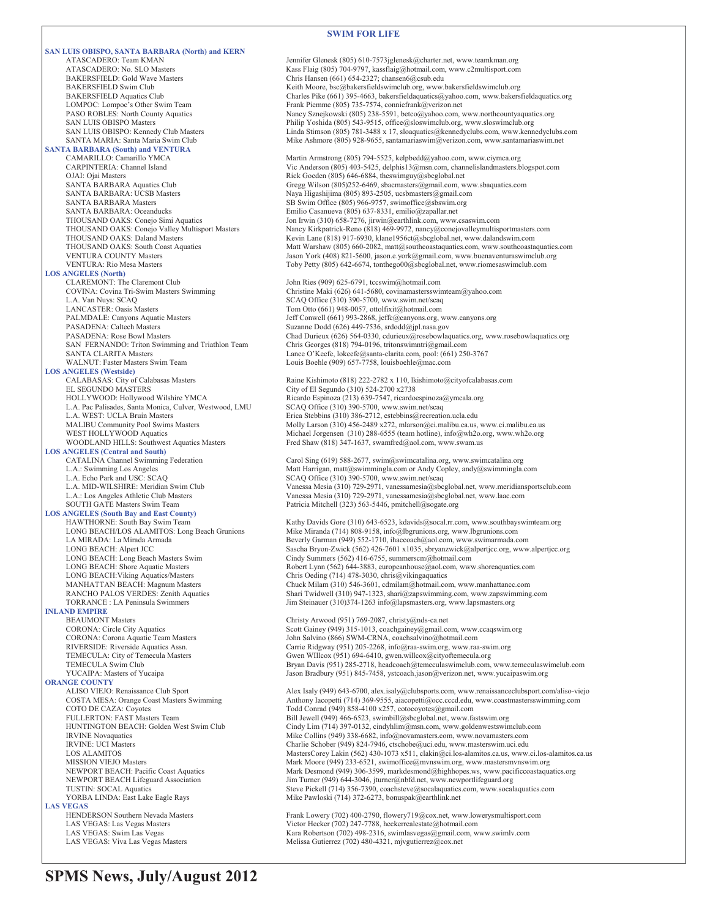## SWIM FOR LIFE

### SAN LUIS OBISPO, SANTA BARBARA (North) and KERN

| | |
|---|---|
| ATASCADERO: Team KMAN | Jennifer Glenesk (805) 610-7573jglenesk@charter.net, www.teamkman.org |
| ATASCADERO: No. SLO Masters | Kass Flaig (805) 704-9797, kassflaig@hotmail.com, www.c2multisport.com |
| BAKERSFIELD: Gold Wave Masters | Chris Hansen (661) 654-2327; chansen6@csub.edu |
| BAKERSFIELD Swim Club | Keith Moore, bsc@bakersfieldswimclub.org, www.bakersfieldswimclub.org |
| BAKERSFIELD Aquatics Club | Charles Pike (661) 395-4663, bakersfieldaquatics@yahoo.com, www.bakersfieldaquatics.org |
| LOMPOC: Lompoc's Other Swim Team | Frank Piemme (805) 735-7574, conniefrank@verizon.net |
| PASO ROBLES: North County Aquatics | Nancy Sznejkowski (805) 238-5591, betco@yahoo.com, www.northcountyaquatics.org |
| SAN LUIS OBISPO Masters | Philip Yoshida (805) 543-9515, office@sloswimclub.org, www.sloswimclub.org |
| SAN LUIS OBISPO: Kennedy Club Masters | Linda Stimson (805) 781-3488 x 17, sloaquatics@kennedyclubs.com, www.kennedyclubs.com |
| SANTA MARIA: Santa Maria Swim Club | Mike Ashmore (805) 928-9655, santamariaswim@verizon.com, www.santamariaswim.net |

### SANTA BARBARA (South) and VENTURA

| | |
|---|---|
| CAMARILLO: Camarillo YMCA | Martin Armstrong (805) 794-5525, kelpbedd@yahoo.com, www.ciymca.org |
| CARPINTERIA: Channel Island | Vic Anderson (805) 403-5425, delphis13@msn.com, channelislandmasters.blogspot.com |
| OJAI: Ojai Masters | Rick Goeden (805) 646-6884, theswimguy@sbcglobal.net |
| SANTA BARBARA Aquatics Club | Gregg Wilson (805)252-6469, sbacmasters@gmail.com, www.sbaquatics.com |
| SANTA BARBARA: UCSB Masters | Naya Higashijima (805) 893-2505, ucsbmasters@gmail.com |
| SANTA BARBARA Masters | SB Swim Office (805) 966-9757, swimoffice@sbswim.org |
| SANTA BARBARA: Oceanducks | Emilio Casanueva (805) 637-8331, emilio@zapallar.net |
| THOUSAND OAKS: Conejo Simi Aquatics | Jon Irwin (310) 658-7276, jirwin@earthlink.com, www.csaswim.com |
| THOUSAND OAKS: Conejo Valley Multisport Masters | Nancy Kirkpatrick-Reno (818) 469-9972, nancy@conejovalleymultisportmasters.com |
| THOUSAND OAKS: Daland Masters | Kevin Lane (818) 917-6930, klane1956ct@sbcglobal.net, www.dalandswim.com |
| THOUSAND OAKS: South Coast Aquatics | Matt Warshaw (805) 660-2082, matt@southcoastaquatics.com, www.southcoastaquatics.com |
| VENTURA COUNTY Masters | Jason York (408) 821-5600, jason.e.york@gmail.com, www.buenaventuraswimclub.org |
| VENTURA: Rio Mesa Masters | Toby Petty (805) 642-6674, tonthego00@sbcglobal.net, www.riomesaswimclub.com |

### LOS ANGELES (North)

| | |
|---|---|
| CLAREMONT: The Claremont Club | John Ries (909) 625-6791, tccswim@hotmail.com |
| COVINA: Covina Tri-Swim Masters Swimming | Christine Maki (626) 641-5680, covinamastersswimteam@yahoo.com |
| L.A. Van Nuys: SCAQ | SCAQ Office (310) 390-5700, www.swim.net/scaq |
| LANCASTER: Oasis Masters | Tom Otto (661) 948-0057, ottolfixit@hotmail.com |
| PALMDALE: Canyons Aquatic Masters | Jeff Conwell (661) 993-2868, jeffc@canyons.org, www.canyons.org |
| PASADENA: Caltech Masters | Suzanne Dodd (626) 449-7536, srdodd@jpl.nasa.gov |
| PASADENA: Rose Bowl Masters | Chad Durieux (626) 564-0330, cdurieux@rosebowlaquatics.org, www.rosebowlaquatics.org |
| SAN FERNANDO: Triton Swimming and Triathlon Team | Chris Georges (818) 794-0196, tritonswimntri@gmail.com |
| SANTA CLARITA Masters | Lance O'Keefe, lokeefe@santa-clarita.com, pool: (661) 250-3767 |
| WALNUT: Faster Masters Swim Team | Louis Boehle (909) 657-7758, louisboehle@mac.com |

### LOS ANGELES (Westside)

| | |
|---|---|
| CALABASAS: City of Calabasas Masters | Raine Kishimoto (818) 222-2782 x 110, lkishimoto@cityofcalabasas.com |
| EL SEGUNDO MASTERS | City of El Segundo (310) 524-2700 x2738 |
| HOLLYWOOD: Hollywood Wilshire YMCA | Ricardo Espinoza (213) 639-7547, ricardoespinoza@ymcala.org |
| L.A. Pac Palisades, Santa Monica, Culver, Westwood, LMU | SCAQ Office (310) 390-5700, www.swim.net/scaq |
| L.A. WEST: UCLA Bruin Masters | Erica Stebbins (310) 386-2712, estebbins@recreation.ucla.edu |
| MALIBU Community Pool Swims Masters | Molly Larson (310) 456-2489 x272, mlarson@ci.malibu.ca.us, www.ci.malibu.ca.us |
| WEST HOLLYWOOD Aquatics | Michael Jorgensen (310) 288-6555 (team hotline), info@wh2o.org, www.wh2o.org |
| WOODLAND HILLS: Southwest Aquatics Masters | Fred Shaw (818) 347-1637, swamfred@aol.com, www.swam.us |

### LOS ANGELES (Central and South)

| | |
|---|---|
| CATALINA Channel Swimming Federation | Carol Sing (619) 588-2677, swim@swimcatalina.org, www.swimcatalina.org |
| L.A.: Swimming Los Angeles | Matt Harrigan, matt@swimmingla.com or Andy Copley, andy@swimmingla.com |
| L.A. Echo Park and USC: SCAQ | SCAQ Office (310) 390-5700, www.swim.net/scaq |
| L.A. MID-WILSHIRE: Meridian Swim Club | Vanessa Mesia (310) 729-2971, vanessamesia@sbcglobal.net, www.meridiansportsclub.com |
| L.A.: Los Angeles Athletic Club Masters | Vanessa Mesia (310) 729-2971, vanessamesia@sbcglobal.net, www.laac.com |
| SOUTH GATE Masters Swim Team | Patricia Mitchell (323) 563-5446, pmitchell@sogate.org |

### LOS ANGELES (South Bay and East County)

| | |
|---|---|
| HAWTHORNE: South Bay Swim Team | Kathy Davids Gore (310) 643-6523, kdavids@socal.rr.com, www.southbayswimteam.org |
| LONG BEACH/LOS ALAMITOS: Long Beach Grunions | Mike Miranda (714) 808-9158, info@lbgrunions.org, www.lbgrunions.com |
| LA MIRADA: La Mirada Armada | Beverly Garman (949) 552-1710, ihaccoach@aol.com, www.swimarmada.com |
| LONG BEACH: Alpert JCC | Sascha Bryon-Zwick (562) 426-7601 x1035, sbryanzwick@alpertjcc.org, www.alpertjcc.org |
| LONG BEACH: Long Beach Masters Swim | Cindy Summers (562) 416-6755, summerscm@hotmail.com |
| LONG BEACH: Shore Aquatic Masters | Robert Lynn (562) 644-3883, europeanhouse@aol.com, www.shoreaquatics.com |
| LONG BEACH:Viking Aquatics/Masters | Chris Oeding (714) 478-3030, chris@vikingaquatics |
| MANHATTAN BEACH: Magnum Masters | Chuck Milam (310) 546-3601, cdmilam@hotmail.com, www.manhattancc.com |
| RANCHO PALOS VERDES: Zenith Aquatics | Shari Twidwell (310) 947-1323, shari@zapswimming.com, www.zapswimming.com |
| TORRANCE : LA Peninsula Swimmers | Jim Steinauer (310)374-1263 info@lapsmasters.org, www.lapsmasters.org |

### INLAND EMPIRE

| | |
|---|---|
| BEAUMONT Masters | Christy Arwood (951) 769-2087, christy@nds-ca.net |
| CORONA: Circle City Aquatics | Scott Gainey (949) 315-1013, coachgainey@gmail.com, www.ccaqswim.org |
| CORONA: Corona Aquatic Team Masters | John Salvino (866) SWM-CRNA, coachsalvino@hotmail.com |
| RIVERSIDE: Riverside Aquatics Assn. | Carrie Ridgway (951) 205-2268, info@raa-swim.org, www.raa-swim.org |
| TEMECULA: City of Temecula Masters | Gwen WIllcox (951) 694-6410, gwen.willcox@cityoftemecula.org |
| TEMECULA Swim Club | Bryan Davis (951) 285-2718, headcoach@temeculaswimclub.com, www.temeculaswimclub.com |
| YUCAIPA: Masters of Yucaipa | Jason Bradbury (951) 845-7458, ystcoach.jason@verizon.net, www.yucaipaswim.org |

### ORANGE COUNTY

| | |
|---|---|
| ALISO VIEJO: Renaissance Club Sport | Alex Isaly (949) 643-6700, alex.isaly@clubsports.com, www.renaissanceclubsport.com/aliso-viejo |
| COSTA MESA: Orange Coast Masters Swimming | Anthony Iacopetti (714) 369-9555, aiacopetti@occ.cccd.edu, www.coastmastersswimming.com |
| COTO DE CAZA: Coyotes | Todd Conrad (949) 858-4100 x257, cotocoyotes@gmail.com |
| FULLERTON: FAST Masters Team | Bill Jewell (949) 466-6523, swimbill@sbcglobal.net, www.fastswim.org |
| HUNTINGTON BEACH: Golden West Swim Club | Cindy Lim (714) 397-0132, cindyhlim@msn.com, www.goldenwestswimclub.com |
| IRVINE Novaquatics | Mike Collins (949) 338-6682, info@novamasters.com, www.novamasters.com |
| IRVINE: UCI Masters | Charlie Schober (949) 824-7946, ctschobe@uci.edu, www.masterswim.uci.edu |
| LOS ALAMITOS | MastersCorey Lakin (562) 430-1073 x511, clakin@ci.los-alamitos.ca.us, www.ci.los-alamitos.ca.us |
| MISSION VIEJO Masters | Mark Moore (949) 233-6521, swimoffice@mvnswim.org, www.mastersmvnswim.org |
| NEWPORT BEACH: Pacific Coast Aquatics | Mark Desmond (949) 306-3599, markdesmond@highhopes.ws, www.pacificcoastaquatics.org |
| NEWPORT BEACH Lifeguard Association | Jim Turner (949) 644-3046, jturner@nbfd.net, www.newportlifeguard.org |
| TUSTIN: SOCAL Aquatics | Steve Pickell (714) 356-7390, coachsteve@socalaquatics.com, www.socalaquatics.com |
| YORBA LINDA: East Lake Eagle Rays | Mike Pawloski (714) 372-6273, bonuspak@earthlink.net |

### LAS VEGAS

| | |
|---|---|
| HENDERSON Southern Nevada Masters | Frank Lowery (702) 400-2790, flowery719@cox.net, www.lowerysmultisport.com |
| LAS VEGAS: Las Vegas Masters | Victor Hecker (702) 247-7788, heckerrealestate@hotmail.com |
| LAS VEGAS: Swim Las Vegas | Kara Robertson (702) 498-2316, swimlasvegas@gmail.com, www.swimlv.com |
| LAS VEGAS: Viva Las Vegas Masters | Melissa Gutierrez (702) 480-4321, mjvgutierrez@cox.net |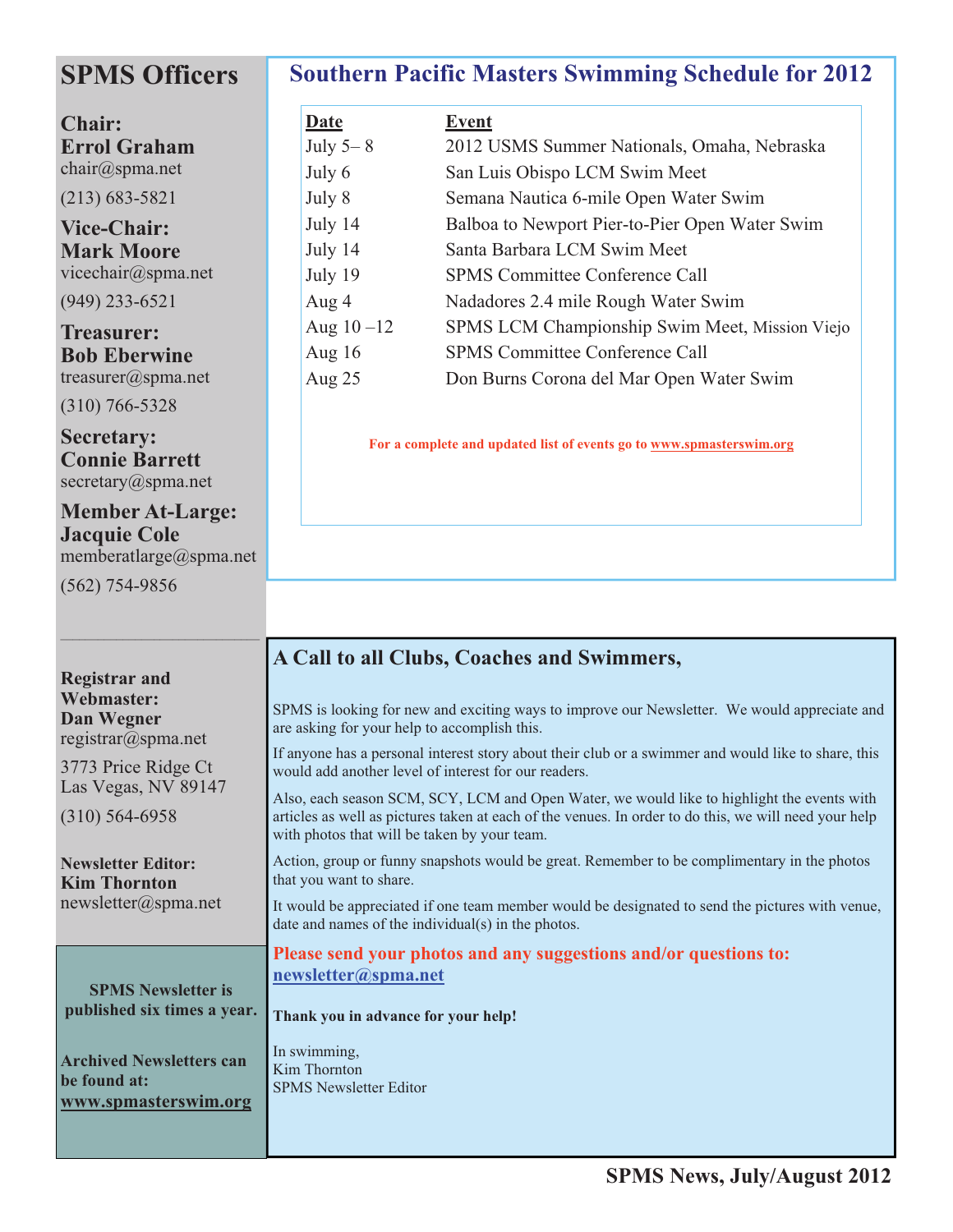## SPMS Officers

**Chair:**
**Errol Graham**
chair@spma.net

(213) 683-5821

**Vice-Chair:**
**Mark Moore**
vicechair@spma.net

(949) 233-6521

**Treasurer:**
**Bob Eberwine**
treasurer@spma.net

(310) 766-5328

**Secretary:**
**Connie Barrett**
secretary@spma.net

**Member At-Large:**
**Jacquie Cole**
memberatlarge@spma.net

(562) 754-9856

---

**Registrar and Webmaster:**
**Dan Wegner**
registrar@spma.net

3773 Price Ridge Ct
Las Vegas, NV 89147

(310) 564-6958

**Newsletter Editor:**
**Kim Thornton**
newsletter@spma.net

**SPMS Newsletter is published six times a year.**

**Archived Newsletters can be found at: www.spmasterswim.org**

## Southern Pacific Masters Swimming Schedule for 2012

| Date | Event |
|---|---|
| July 5– 8 | 2012 USMS Summer Nationals, Omaha, Nebraska |
| July 6 | San Luis Obispo LCM Swim Meet |
| July 8 | Semana Nautica 6-mile Open Water Swim |
| July 14 | Balboa to Newport Pier-to-Pier Open Water Swim |
| July 14 | Santa Barbara LCM Swim Meet |
| July 19 | SPMS Committee Conference Call |
| Aug 4 | Nadadores 2.4 mile Rough Water Swim |
| Aug 10 –12 | SPMS LCM Championship Swim Meet, Mission Viejo |
| Aug 16 | SPMS Committee Conference Call |
| Aug 25 | Don Burns Corona del Mar Open Water Swim |

**For a complete and updated list of events go to www.spmasterswim.org**

## A Call to all Clubs, Coaches and Swimmers,

SPMS is looking for new and exciting ways to improve our Newsletter. We would appreciate and are asking for your help to accomplish this.

If anyone has a personal interest story about their club or a swimmer and would like to share, this would add another level of interest for our readers.

Also, each season SCM, SCY, LCM and Open Water, we would like to highlight the events with articles as well as pictures taken at each of the venues. In order to do this, we will need your help with photos that will be taken by your team.

Action, group or funny snapshots would be great. Remember to be complimentary in the photos that you want to share.

It would be appreciated if one team member would be designated to send the pictures with venue, date and names of the individual(s) in the photos.

**Please send your photos and any suggestions and/or questions to: newsletter@spma.net**

**Thank you in advance for your help!**

In swimming,
Kim Thornton
SPMS Newsletter Editor